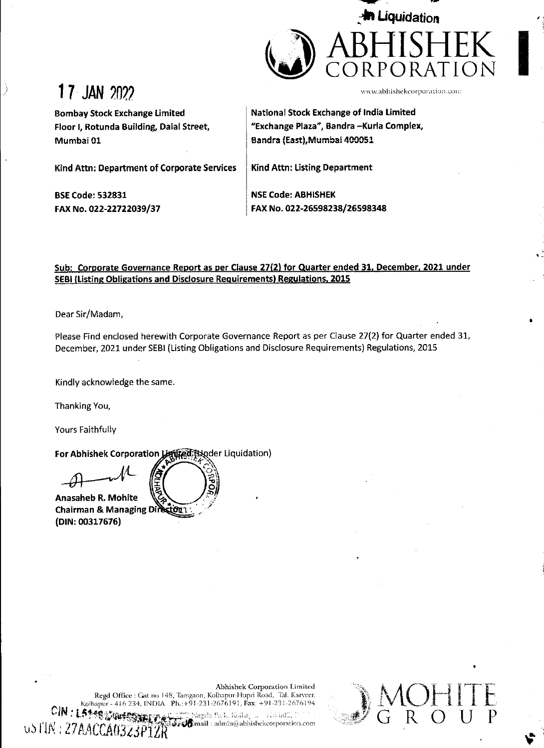In Liquidation

ABHISHEK CORPORATION

www.abhishekcorporation.com

17 JAN 2022

| Bombay Stock Exchange Limited<br>Floor I, Rotunda Building, Dalal Street,<br>Mumbai 01 | National Stock Exchange of India Limited<br>"Exchange Plaza", Bandra –Kurla Complex,<br>Bandra (East),Mumbai 400051 |
|---|---|
| **Kind Attn: Department of Corporate Services** | **Kind Attn: Listing Department** |
| **BSE Code: 532831**<br>**FAX No. 022-22722039/37** | **NSE Code: ABHISHEK**<br>**FAX No. 022-26598238/26598348** |

**Sub: Corporate Governance Report as per Clause 27(2) for Quarter ended 31, December, 2021 under SEBI (Listing Obligations and Disclosure Requirements) Regulations, 2015**

Dear Sir/Madam,

Please Find enclosed herewith Corporate Governance Report as per Clause 27(2) for Quarter ended 31, December, 2021 under SEBI (Listing Obligations and Disclosure Requirements) Regulations, 2015

Kindly acknowledge the same.

Thanking You,

Yours Faithfully

**For Abhishek Corporation Limited (Under Liquidation)**

**Anasaheb R. Mohite**
**Chairman & Managing Director**
**(DIN: 00317676)**

Abhishek Corporation Limited
Regd Office : Gat no 148, Tamgaon, Kolhapur-Hupri Road, Tal. Karveer, Kolhapur - 416 234, INDIA Ph.:+91-231-2676191, Fax: +91-231-2676194
CIN : L5114... Nagala Park, Kolha... Email : admin@abhishekcorporation.com
GSTIN : 27AACCA0323P1ZR

MOHITE GROUP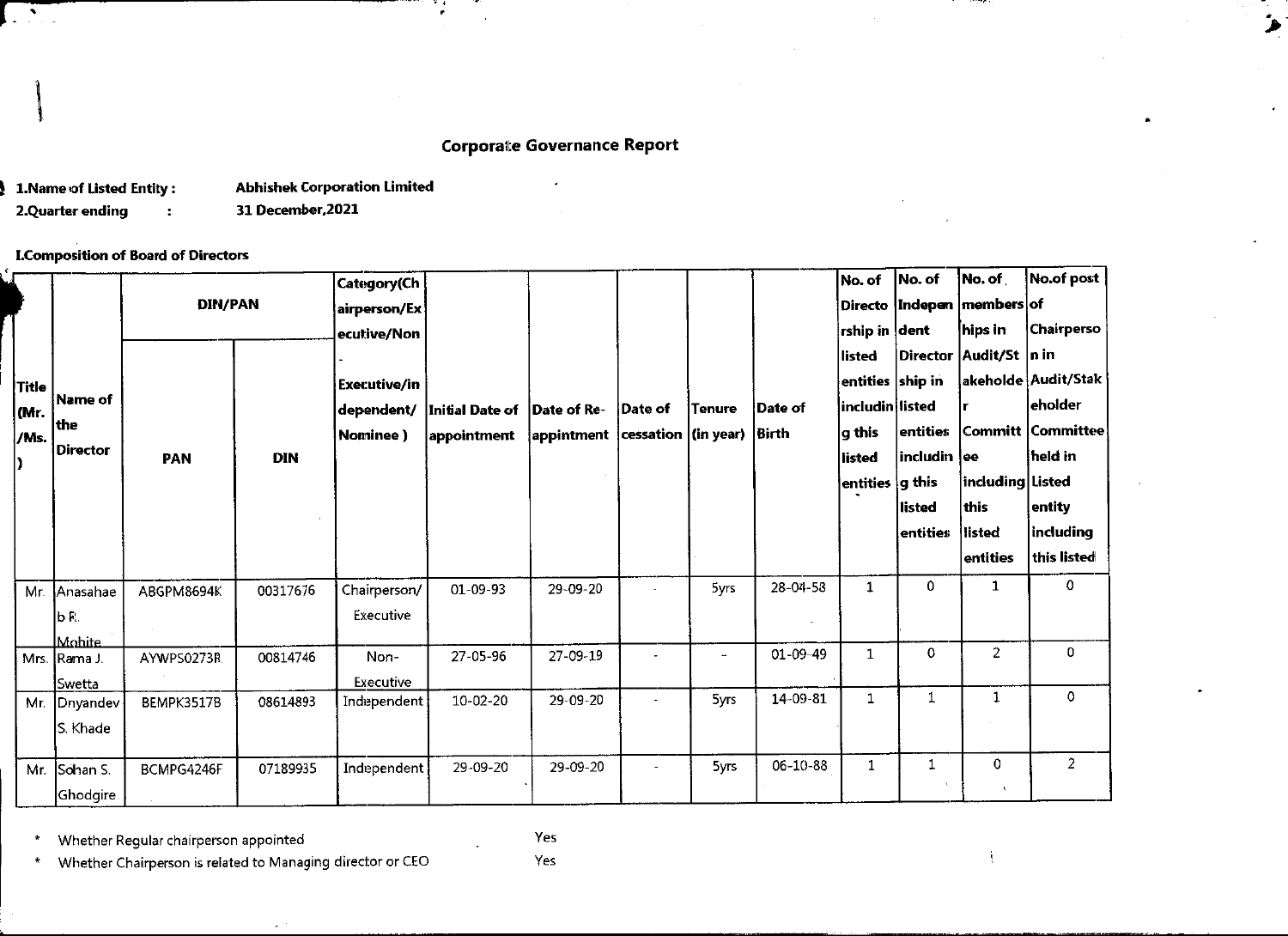## Corporate Governance Report

**1.Name of Listed Entity :** **Abhishek Corporation Limited**

**2.Quarter ending :** **31 December,2021**

**I.Composition of Board of Directors**

| Title (Mr./Ms.) | Name of the Director | DIN/PAN | | Category(Chairperson/Executive/Non-Executive/independent/ Nominee ) | Initial Date of appointment | Date of Re-appintment | Date of cessation | Tenure (in year) | Date of Birth | No. of Directorship in listed entities including this listed entities | No. of Independent Directorship in listed entities including this listed entities | No. of members hips in Audit/Stakeholder Committee including this listed entities | No.of post of Chairperson in Audit/Stakeholder Committee held in Listed entity including this listed |
|---|---|---|---|---|---|---|---|---|---|---|---|---|---|
| | | PAN | DIN | | | | | | | | | | |
| Mr. | Anasahaeb R. Mohite | ABGPM8694K | 00317676 | Chairperson/ Executive | 01-09-93 | 29-09-20 | - | 5yrs | 28-04-58 | 1 | 0 | 1 | 0 |
| Mrs. | Rama J. Swetta | AYWPS0273B | 00814746 | Non-Executive | 27-05-96 | 27-09-19 | - | - | 01-09-49 | 1 | 0 | 2 | 0 |
| Mr. | Dnyandev S. Khade | BEMPK3517B | 08614893 | Independent | 10-02-20 | 29-09-20 | - | 5yrs | 14-09-81 | 1 | 1 | 1 | 0 |
| Mr. | Sohan S. Ghodgire | BCMPG4246F | 07189935 | Independent | 29-09-20 | 29-09-20 | - | 5yrs | 06-10-88 | 1 | 1 | 0 | 2 |

\* Whether Regular chairperson appointed — Yes

\* Whether Chairperson is related to Managing director or CEO — Yes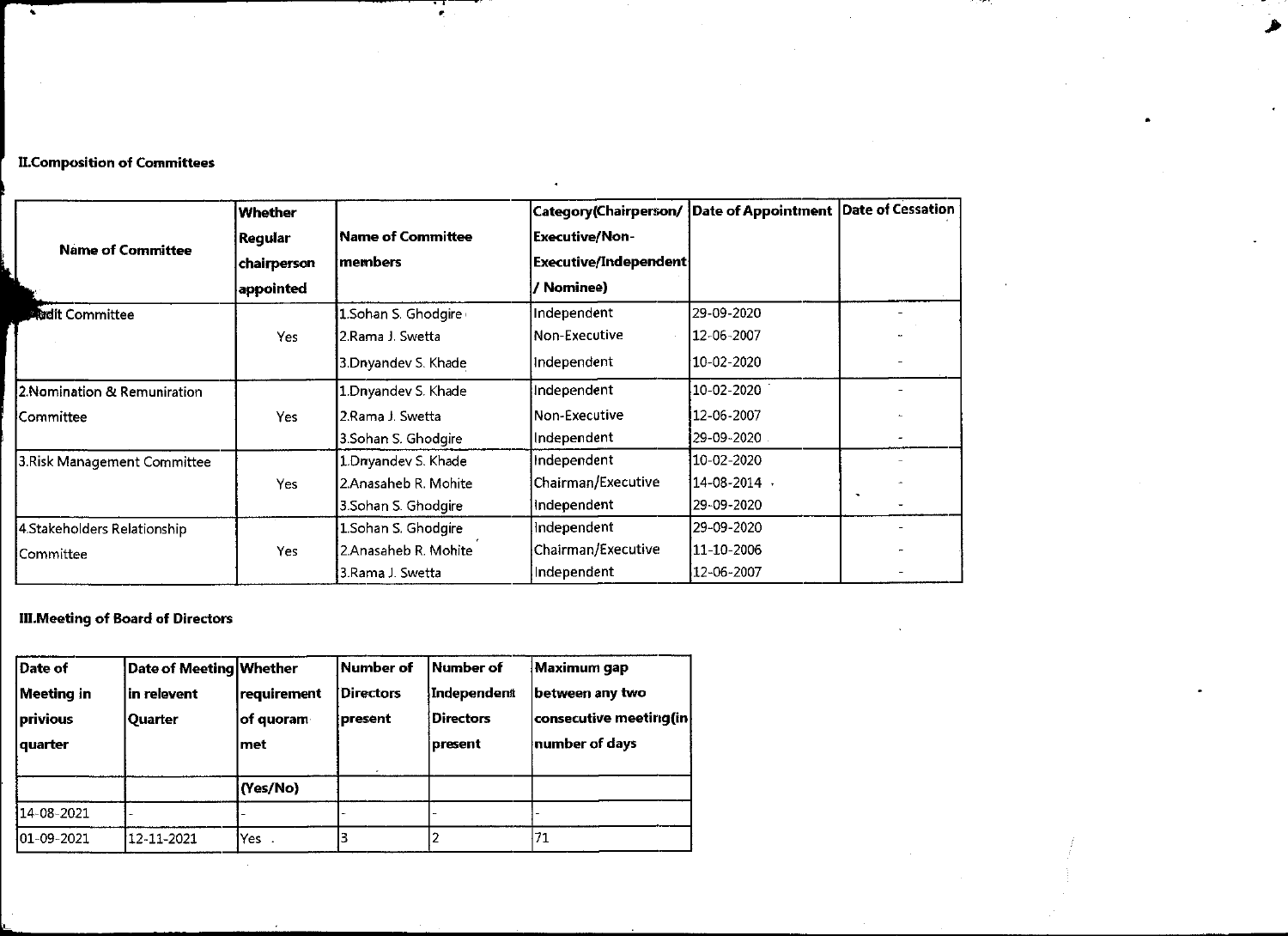**II.Composition of Committees**

| Name of Committee | Whether Regular chairperson appointed | Name of Committee members | Category(Chairperson/ Executive/Non-Executive/Independent / Nominee) | Date of Appointment | Date of Cessation |
|---|---|---|---|---|---|
| Audit Committee | Yes | 1.Sohan S. Ghodgire | Independent | 29-09-2020 | - |
| | | 2.Rama J. Swetta | Non-Executive | 12-06-2007 | - |
| | | 3.Dnyandev S. Khade | Independent | 10-02-2020 | - |
| 2.Nomination & Remuniration Committee | Yes | 1.Dnyandev S. Khade | Independent | 10-02-2020 | - |
| | | 2.Rama J. Swetta | Non-Executive | 12-06-2007 | - |
| | | 3.Sohan S. Ghodgire | Independent | 29-09-2020 | - |
| 3.Risk Management Committee | Yes | 1.Dnyandev S. Khade | Independent | 10-02-2020 | - |
| | | 2.Anasaheb R. Mohite | Chairman/Executive | 14-08-2014 | - |
| | | 3.Sohan S. Ghodgire | Independent | 29-09-2020 | - |
| 4.Stakeholders Relationship Committee | Yes | 1.Sohan S. Ghodgire | Independent | 29-09-2020 | - |
| | | 2.Anasaheb R. Mohite | Chairman/Executive | 11-10-2006 | - |
| | | 3.Rama J. Swetta | Independent | 12-06-2007 | - |

**III.Meeting of Board of Directors**

| Date of Meeting in privious quarter | Date of Meeting in relevent Quarter | Whether requirement of quoram met | Number of Directors present | Number of Independent Directors present | Maximum gap between any two consecutive meeting(in number of days |
|---|---|---|---|---|---|
| | | (Yes/No) | | | |
| 14-08-2021 | - | - | - | - | - |
| 01-09-2021 | 12-11-2021 | Yes | 3 | 2 | 71 |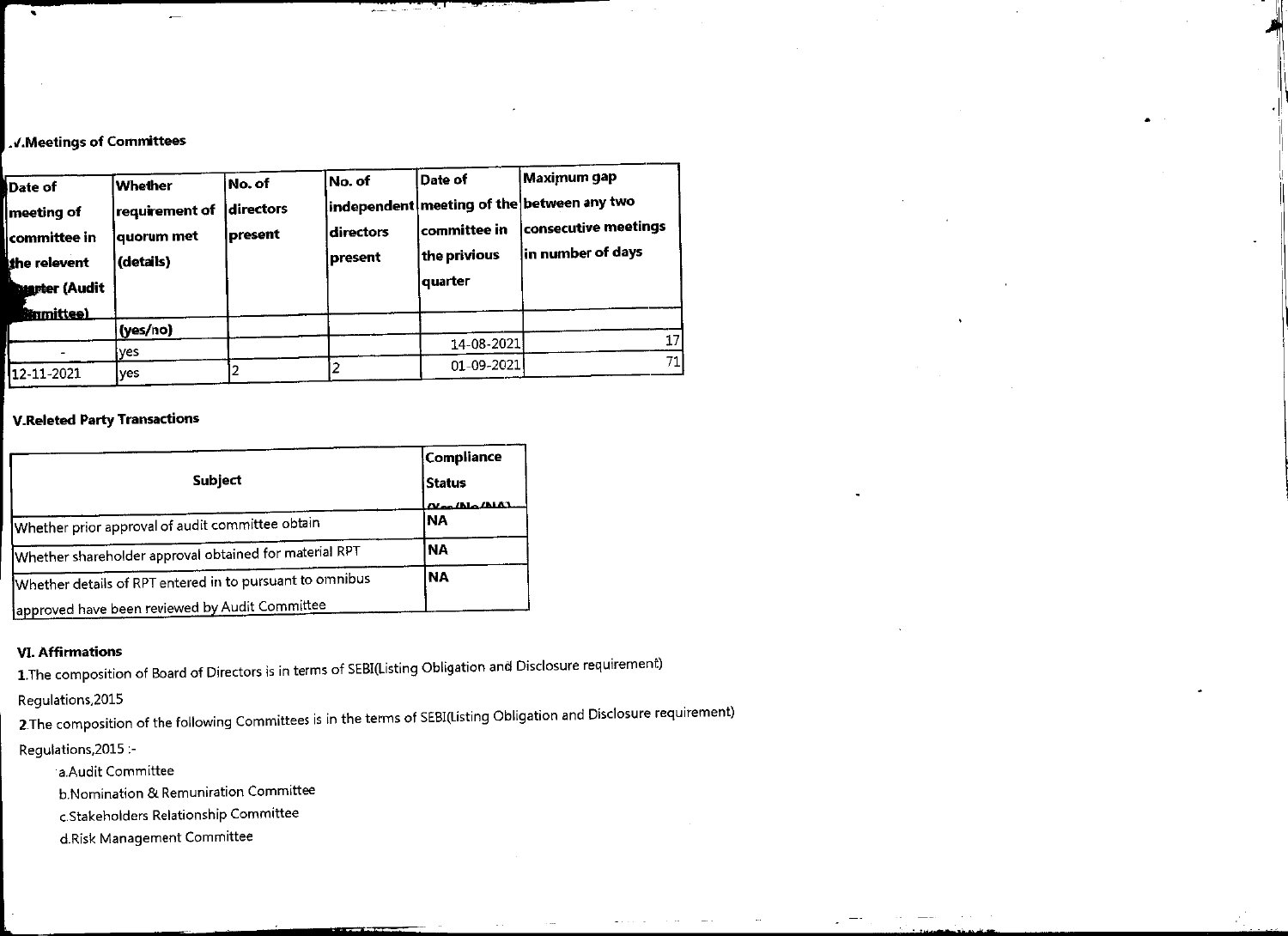## .V.Meetings of Committees

| Date of meeting of committee in the relevent quarter (Audit Committee) | Whether requirement of quorum met (details) | No. of directors present | No. of independent directors present | Date of meeting of the committee in the privious quarter | Maximum gap between any two consecutive meetings in number of days |
|---|---|---|---|---|---|
| | (yes/no) | | | | |
| - | yes | | | 14-08-2021 | 17 |
| 12-11-2021 | yes | 2 | 2 | 01-09-2021 | 71 |

## V.Releted Party Transactions

| Subject | Compliance Status (Yes/No/NA) |
|---|---|
| Whether prior approval of audit committee obtain | NA |
| Whether shareholder approval obtained for material RPT | NA |
| Whether details of RPT entered in to pursuant to omnibus approved have been reviewed by Audit Committee | NA |

## VI. Affirmations

1.The composition of Board of Directors is in terms of SEBI(Listing Obligation and Disclosure requirement) Regulations,2015

2.The composition of the following Committees is in the terms of SEBI(Listing Obligation and Disclosure requirement) Regulations,2015 :-

a.Audit Committee

b.Nomination & Remuniration Committee

c.Stakeholders Relationship Committee

d.Risk Management Committee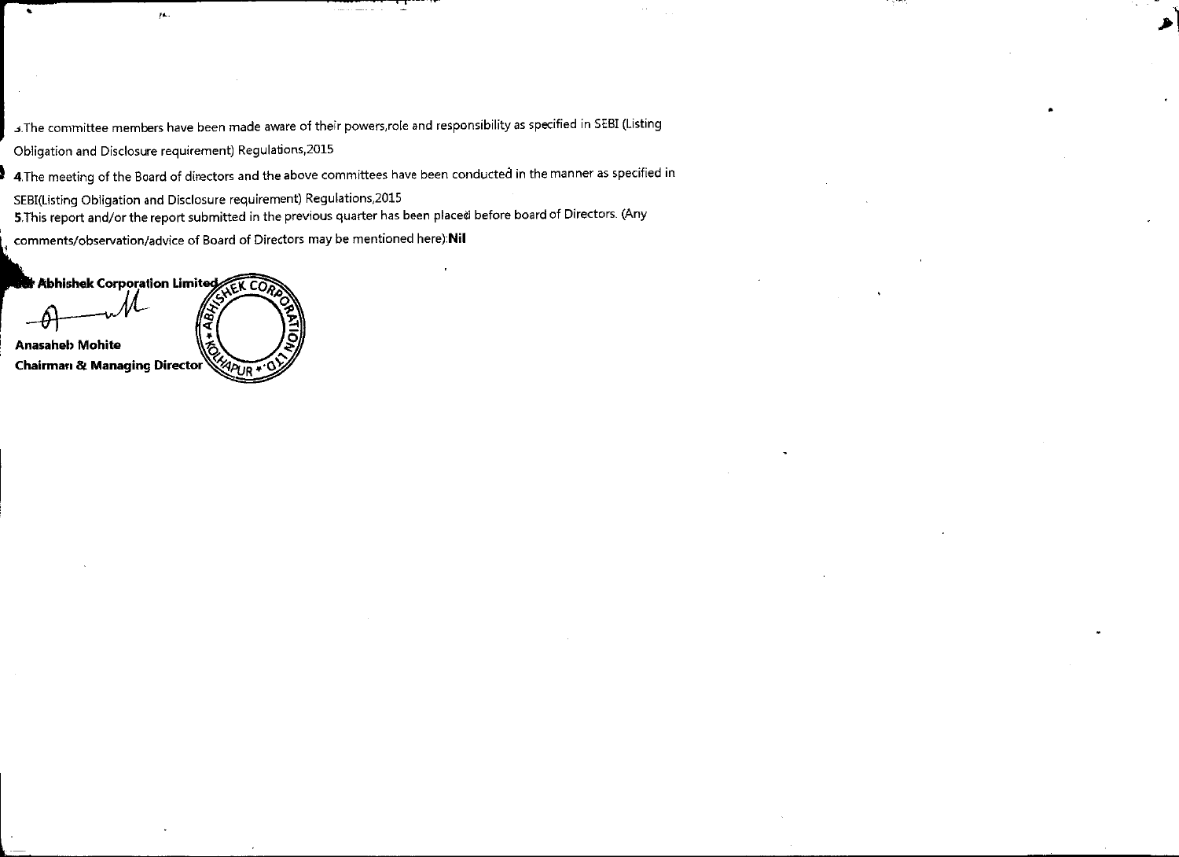3.The committee members have been made aware of their powers,role and responsibility as specified in SEBI (Listing Obligation and Disclosure requirement) Regulations,2015

4.The meeting of the Board of directors and the above committees have been conducted in the manner as specified in SEBI(Listing Obligation and Disclosure requirement) Regulations,2015

5.This report and/or the report submitted in the previous quarter has been placed before board of Directors. (Any comments/observation/advice of Board of Directors may be mentioned here):**Nil**

**For Abhishek Corporation Limited**

**Anasaheb Mohite**
**Chairman & Managing Director**